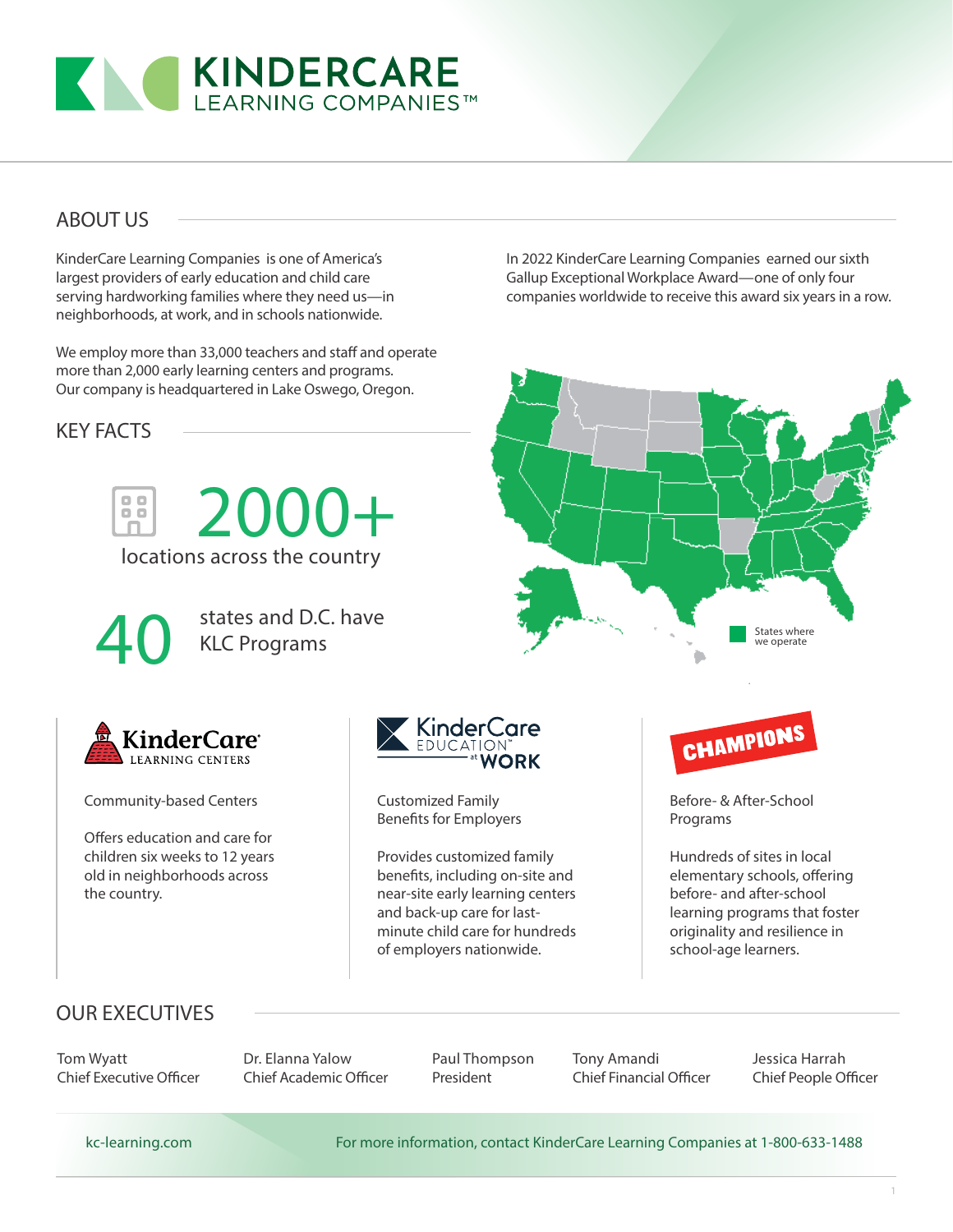# KINDERCARE LEARNING COMPANIES™

## ABOUT US

KinderCare Learning Companies is one of America's largest providers of early education and child care serving hardworking families where they need us—in neighborhoods, at work, and in schools nationwide.

We employ more than 33,000 teachers and staff and operate more than 2,000 early learning centers and programs. Our company is headquartered in Lake Oswego, Oregon.

In 2022 KinderCare Learning Companies earned our sixth Gallup Exceptional Workplace Award—one of only four companies worldwide to receive this award six years in a row.

## KEY FACTS

**2000+** locations across the country

**40** states and D.C. have KLC Programs

States where we operate

### KinderCare Learning Centers

Community-based Centers

Offers education and care for children six weeks to 12 years old in neighborhoods across the country.

### KinderCare Education at Work

Customized Family Benefits for Employers

Provides customized family benefits, including on-site and near-site early learning centers and back-up care for last-minute child care for hundreds of employers nationwide.

### CHAMPIONS

Before- & After-School Programs

Hundreds of sites in local elementary schools, offering before- and after-school learning programs that foster originality and resilience in school-age learners.

## OUR EXECUTIVES

Tom Wyatt
Chief Executive Officer

Dr. Elanna Yalow
Chief Academic Officer

Paul Thompson
President

Tony Amandi
Chief Financial Officer

Jessica Harrah
Chief People Officer

kc-learning.com

For more information, contact KinderCare Learning Companies at 1-800-633-1488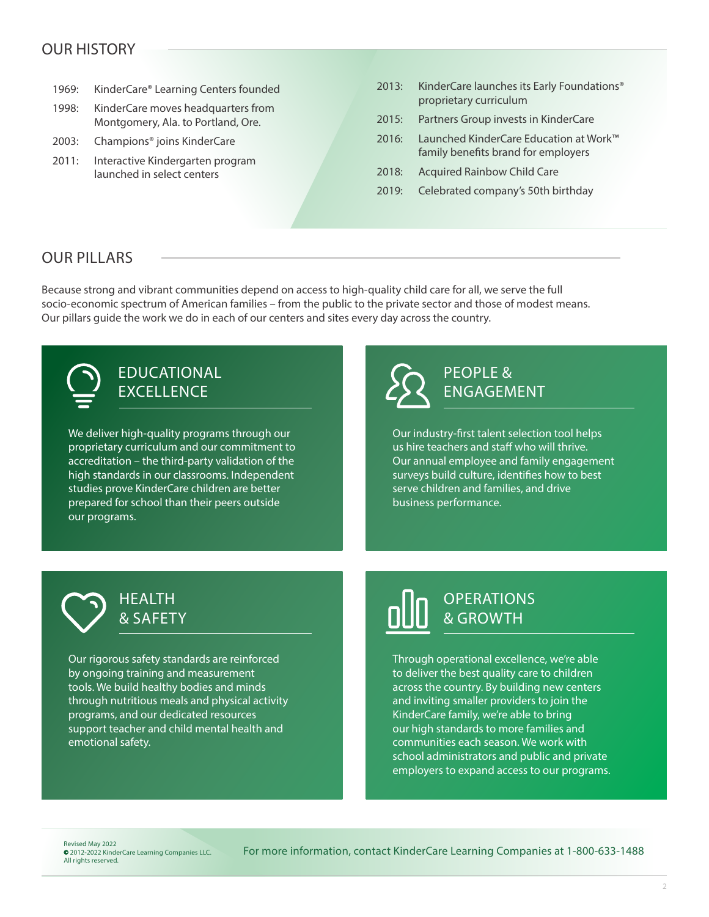## OUR HISTORY

- 1969: KinderCare® Learning Centers founded
- 1998: KinderCare moves headquarters from Montgomery, Ala. to Portland, Ore.
- 2003: Champions® joins KinderCare
- 2011: Interactive Kindergarten program launched in select centers
- 2013: KinderCare launches its Early Foundations® proprietary curriculum
- 2015: Partners Group invests in KinderCare
- 2016: Launched KinderCare Education at Work™ family benefits brand for employers
- 2018: Acquired Rainbow Child Care
- 2019: Celebrated company's 50th birthday

## OUR PILLARS

Because strong and vibrant communities depend on access to high-quality child care for all, we serve the full socio-economic spectrum of American families – from the public to the private sector and those of modest means. Our pillars guide the work we do in each of our centers and sites every day across the country.

### EDUCATIONAL EXCELLENCE

We deliver high-quality programs through our proprietary curriculum and our commitment to accreditation – the third-party validation of the high standards in our classrooms. Independent studies prove KinderCare children are better prepared for school than their peers outside our programs.

### PEOPLE & ENGAGEMENT

Our industry-first talent selection tool helps us hire teachers and staff who will thrive. Our annual employee and family engagement surveys build culture, identifies how to best serve children and families, and drive business performance.

### HEALTH & SAFETY

Our rigorous safety standards are reinforced by ongoing training and measurement tools. We build healthy bodies and minds through nutritious meals and physical activity programs, and our dedicated resources support teacher and child mental health and emotional safety.

### OPERATIONS & GROWTH

Through operational excellence, we're able to deliver the best quality care to children across the country. By building new centers and inviting smaller providers to join the KinderCare family, we're able to bring our high standards to more families and communities each season. We work with school administrators and public and private employers to expand access to our programs.

Revised May 2022
© 2012-2022 KinderCare Learning Companies LLC.
All rights reserved.

For more information, contact KinderCare Learning Companies at 1-800-633-1488